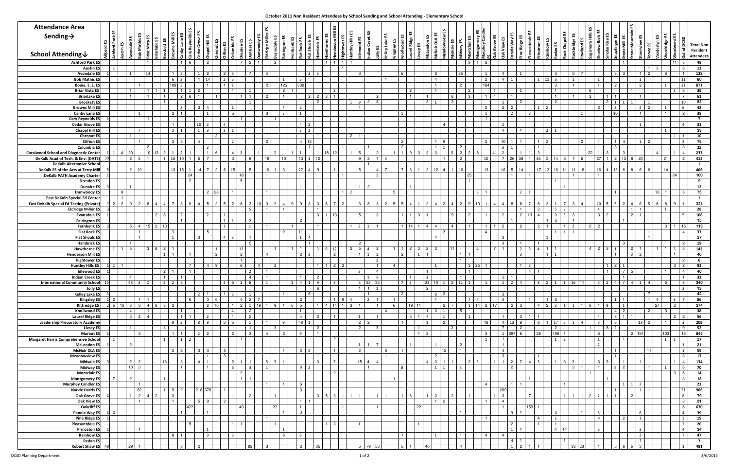# October 2011 Non Resident Attendees by School Sending and School Attending - Elementary School

| School Attending ↓ / Sending → | Allgood ES | Ashford Park ES | Austin ES | Avondale ES | Bob Mathis ES | Briar Vista ES | Briarlake ES | Brockett ES | Browns Mill ES | Canby Lane ES | Cary Reynolds ES | Cedar Grove ES | Chapel Hill ES | Chesnut ES | Clifton ES | Columbia ES | Dresden ES | Dunaire ES | Dunwoody ES | Eldridge Miller ES | Evansdale ES | Fairington ES | Fernbank ES | Flat Rock ES | Flat Shoals ES | Hambrick ES | Hawthorne ES | Henderson Mill ES | Hightower ES | Huntley Hills ES | Idlewood ES | Indian Creek ES | Jolly ES | Kelley Lake ES | Kingsley ES | Knollwood ES | Laurel Ridge ES | Livsey ES | McLendon ES | McNair DLA ES | Meadowview ES | Midvale ES | Midway ES | Montclair ES | Montgomery ES | Murphey Candler ES | Oak Grove ES | Oak View ES | Panola Way ES | Pine Ridge ES | Pleasantdale ES | Princeton ES | Rainbow ES | Redan ES | Rock Chapel ES | Rockbridge ES | Rowland ES | Sagamore Hills ES | Shadow Rock ES | Smoke Rise ES | Snapfinger ES | Stone Mill ES | Stone Mountain ES | Stoneview ES | Toney ES | Vanderlyn ES | Woodridge ES | Woodward ES | Out of DCSD | Total Non Resident Attendees |
|---|---|---|---|---|---|---|---|---|---|---|---|---|---|---|---|---|---|---|---|---|---|---|---|---|---|---|---|---|---|---|---|---|---|---|---|---|---|---|---|---|---|---|---|---|---|---|---|---|---|---|---|---|---|---|---|---|---|---|---|---|---|---|---|---|---|---|---|---|---|
| Ashford Park ES |||||1||||1|6||2||||7|2|1||2|||||||1|1|1|1||||||||||||||3|1|2|||||1||||||||||||1||||||11|3|48|
| Austin ES ||1||||||||||||||||||||||||||||1||||||||||||||||||||||||||||||||||||||||||||||||1|3|||6|12|
| Avondale ES |1|||1|||14||1|5||1|2|||2|3|7||3|||||2|5|||||3|||||6|||||2||35||||1|4||1|||3||3|7||||||3|3||1|2|6||1|128|
| Bob Mathis ES |||||||||6|2||4|14||2|5||||||1||5|||||||||||1|||||||4|||||2||4|1|||1|11|3||1|||1|||||1|||||11|80|
| Bouie, E. L. ES ||||||1|||189|3|||1||1|1||||2||125||330|||||||||||||||||||1|||2||184|||||||||3||1|||1||2|||2|||1||21|871|
| Briar Vista ES ||||1|||1|1||1|1|2||||1||1|||||2|1|||2|||||||||2||||1||||2||1|||1|||||1|||6|||1|||1||||3|6|39|
| Briarlake ES ||||1||1||1||2|6|||1||||1|1|2|1|||2|2|3|1|||||||2||||1||1|||8||3||1|4|||1|||1|||1||2|1|1||1|||1||||7|61|
| Brockett ES ||||||||1|||||||||1|1|||||||2|||1|9|2|8|||||||2|1||2|1||||1|1|2|||||||||2|1|||1|1|1|||1|||10|52|
| Browns Mill ES ||||||||||3||3|4|||1||||||1||2||||||1|||||||||||||||2||2|2||||1|2||||||2||3|||2|2||1||8|42|
| Canby Lane ES |||||1||||2||1||1|||5||||3||3||1||||||||||||||1||||||||||1||2|||2||||||1|||||10||1|||1||2|38|
| Cary Reynolds ES |1|1|||1|||||||||||||1||1|1|||||||||||||||||||||||||||||1||||||||||||||||||||||||7|
| Cedar Grove ES |||||||||1|||10|2|||4|||||||||1|2|||||||||||||||||4|||||||2||||||2|1||||||||||1|||||4|31|
| Chapel Hill ES |||||7||||3|1||1|3||3|1||||1||||3|2|||||||||||||||||||||||4||1|||2|1|||||||||||||1||||33|
| Chesnut ES ||||1|||||||||2||||||1|1||||||||||2|1|||||||||||||||||||||||||||||||||||||||||1|1|10|
| Clifton ES |||||1||||2|5||4|||||2||||2||||4|13||||||||||||2||||1|9||||||2|10|1|1|||1|2||2||1|||1|4|||1|2|||3|76|
| Columbia ES ||||||2|||||||2|||||||||||||1|||1||||1||||2||||1|1|||2||||3|1|||1|||||||||||3|||1||||3|25|
| Coralwood School and Diagnostic Center |1|1|4|20||10|13|2|1|2|1||1|6||4|3|||2|||1|1||1|18|12||1|5||1|||2|1|1|9|3|3|3|5|2|2|8|41|2||1|1|3||||||22|1|3||3|1|||4||1|4|237|
| DeKalb Acad of Tech & Env. (DATE) |30|||2|5|1||1|10|10||1|6|7||3||8||19||10||13|1|12|||||9|2|7|3|||||||1|||2||10||7|26|38|1|36|3|14|8|7|6||27|1|2|13|8|20|||21||2|413|
| DeKalb Alternative School |||||||||||||||||||||||||||||||1|||||||||||||||||||||||||||||||||||||||||
| DeKalb ES of the Arts at Terry Mill |5|||2|10||||13|15|1|14|7|2|6|15||5||10|1|3||27|4|9||1|||5||4|7||7|3|1|2|12|4|1|10|||13||16|5|14||17|12|10|11|11|18||16|4|13|6|8|6|6||14|||406|
| DeKalb PATH Academy Charter ||1|||||||||||24|||||18||1|||||||||1|||||2||||||||||||||25|||||1|||1|||||1||||1|||||||24||100|
| Dresden ES |||||||||||||2|||||5||||||||||||||||||||||||||||1||||||||||||1|||||||||||||||||||9|
| Dunaire ES |3|||1|||||||||||||||||||||1||1|||||1|2||||||||||1||||||||||||||||1|||||||||||||||||||12|
| Dunwoody ES |||8|||||||||||2|28|||1|||1||||||||||||||1|2|||||5|||||||||||||3|1||||2|1||||||||||||1||||13|1||5|75|
| East DeKalb Special Ed Center |||1||||||||||||||||||||||||||||||||||||||||||||||||||||||||||||||||||||||||1|
| East DeKalb Special Ed Testing (Private) |4|2|2|9|2|8|4|4|7|3|8|4|5|2|5|2|8|3|10|3|2|4|9|9|3|3|6|7|2||3|8|3|2|5|5|4|1|2|4|2|4|2|9|10|1|4|4|8|6|7|8|3|1|7|3|4||10|5|5|2|4|6|5|6|8|9|1|321|
| Eldridge Miller ES |3||||||||||||||||||5|||1||1|||1||||||||||||||||||||||||||||1||2|5|2|||||4||||1|1||||1|||28|
| Evansdale ES ||||||1|2|8||2|||2|||1||2||1||||||||3|1|13|||5|||3||1|1|3||||9|1|2||1||2|||2|13|4|3|3|3|1||3|2|||2|1|||||5|106|
| Fairington ES |||||||||1||||||||2|1||2|||||2|||||||||||||||||||||||||1|||||1|3||1||||||||1|||||||||15|
| Fernbank ES ||2||5|4|15|2|10|||||||1|1||1||1|||1|1||1||||1|3|1|1|||1|14|1|4|4||4|||1|1|1|2|||2|1|||1|2||2|2|||||||||3|1|15|113|
| Flat Rock ES ||||1|||||3||||5|||||||||||2||11|||||||1|||||||||2||||||4|||1||||||||||||||||1|||||4|37|
| Flat Shoals ES ||||1|||||3||||||4|3||1|||||||1|4||||||||||||||4||||||||3||||||1|||||||||||1|1||||27|
| Hambrick ES ||||1||||||||||||||5||||||||||1||||||2|||||||||||||||||3|1||||1|||||||||||3||||||2|19|
| Hawthorne ES ||1|3|5||3|8|2|1||||||1||||12||||1||1|1||3|6|12||2|5|4|2||1|1|2|3|2|3||11|||4||7|1||2|5|4|1|1||||4|2|3|1||2|1||1|1|3|3|142|
| Henderson Mill ES ||||||||1|1|||1|||||2||||4||||2|3||||||1|1|2|||2||1|1||||1|1||||||3|||1|1||||||||||3|2||||1||40|
| Hightower ES |||||||||||||||||1||||||||||||||||2||||||||||||||1|||||||||||||||||||||||||||||2|6|
| Huntley Hills ES |1|2|1||||||||7||4|9|||6||4||2|||||1|1|2|3|||||||4|||||||1|||3|25|||||1|3|||||||||1|2|1||||||3|2|91|
| Idlewood ES |1|||||||2|1||1|||||||2||1||||1|||||||3||4||||||1||||||1||||||4|1|||||||||||1|7|5||||||4|40|
| Indian Creek ES ||||4||||1|1|||||||1|4||1||||||2|||||1||8||||3||||||||1|||1|1|||||||||||||1|1|||||||1|32|
| International Community School |15|||48|2|2||2|2|3|||||2|5|1|6||||1|4|1||9||3|||5|55|35|||7|3|||22|10|1|2|11|1||1||1|2|4|3|2|1|1|16|11||3|2|4|7|4|1|4||6||8|340|
| Jolly ES ||||||||||||||||||||||||||6|||||1|1||1||||||||||||||||||||||||||||||||||||||2|13|
| Kelley Lake ES |1||||||||||||2|1||1|3||1||||1||1|6|||||1||||2|||||9|3||||||3||||||||||||||||7|||||42|
| Kingsley ES |1|2|||1|1||||6||3|6||||4|2|7|||||2||||1|9|4||2|1||||||3|||||1|4|||3|||||4||1|2|||||||1||||1|4|3|7|86|
| Kittredge ES |2|6|13|6|3|4|8|3|2||||2|10||1|2|1|19|1|9|1|6|5||1|4|14|1|3|1||1||6||19|11|||2|7||1|14|2|17||2|3||4|2|3|1|1|1|6|4|9||1||||27|2|||274|
| Knollwood ES ||||4||1||||1||||||4||2|||||||1||||||||||||4|||1|3|1||5||||||||||||||||||||4|2||2||||3|38|
| Laurel Ridge ES ||||3|2|4||||1|1||2|||1||2|||||||4||2||1|||1||1||||5|1|7||1||||1|||1||3|1||1||||||3|||1|1||||||2|2|56|
| Leadership Preparatory Academy |||||||||9|3||8|8||3|5||1||1||9||48|1||||||2|2||||1|||1||2|||||18||4|13|8||6|1|17|5|1|4||3|||3|||13|2||4||3|209|
| Livsey ES ||||1|||||3||||||||1|||3|||||2|||||2||3|||||1|||||2||||||7||2|1||||||1|1|8|2||1|||||||9|52|
| Marbut ES |1||||3||||1|1||2|2|||2||3||4||2||9||1||||||||||||1|2||||||||3||1|297|6|||26||198|1|||5||||2|151|||103||16|843|
| Margaret Harris Comprehensive School |||1|||||1||||1|2|||1||||||||||||2|||||||||||||||||||1||||||||1||||1||||1||||1|1|||17|
| McLendon ES |1|||2|||||||||1||||||||||||||||||1|1|7|||||1|||1|||2||||1||||||||||||2||||||||||1|21|
| McNair DLA ES |||||||||2|2||3|3||5|||||||1||2|2|||1|||2|||5||1|||||12||1|||||4|||||||||||||||1||||11|||1|59|
| Meadowview ES |||||||||||||1||3|||||||||1||||||||||1||||2|||||||||||3|||||1||||||||||1||1|||||3|17|
| Midvale ES |3|||2|2||||13||3||4|1||2|1|1||5|3|1||||3||7|||15|4|4||||||4|3|1|1|1|2|3||1|1|2|7|4|3||1|3|2|1||3|9||1||1|||1|1|4|134|
| Midway ES ||||10|3||||1||||1|||6||3||1||||6|2||||||||1|||8||||||1|1||5|||||2|||||||2|1|1|||5|2|||1||1||6|70|
| Montclair ES |||||||||||||||||2|1|||||||||2|||||||||||||||||||||||||||||||||||||||||||3|6|14|
| Montgomery ES ||7||2||||1|||||||||1|1||||||||||||||||1|||||||||||||||||||||1||||||||1|||||||||3|18|
| Murphey Candler ES |||||1||||||||||||||1||1||6||||||||||||||||||||||4||||1|1|||||1||||||1|1|3||||||||21|
| Narvie Harris ES |||||62|||1|9|2||218|376||1|||||||||3|||||||||||||||||||||||||||||269||||||||||||||1||1|||1|1||||21|966|
| Oak Grove ES |1|||1|2|4|2||3||||||||1|2|||1|||||3|5|3|1|1|1||1|1|1|6|||1|3||2||1|||1|3|1||7||||1|1|1|2|2|1|1||2||||1||8|79|
| Oak View ES |||||1||||1|||5|9||2||||||||1|1||||||||||||||1|2||||1||4||||||||||||||||||||||3|31|
| Oakcliff ES ||||||||||422||||||40||||22|||1|||||1||||1||||||22|||||||||1|||||153|1|||||||||||||||||6|670|
| Panola Way ES |1|2|||||||1||||1|||||||||1||3|||||||||||||||||||1||||||9|1|||||3|||1|||5|||||6|||||4|39|
| Pine Ridge ES |||||||||||||||||||1||||||||||||||||||||||||||1|||||||4||2|||||4||||2||1|||||3|19|
| Pleasantdale ES ||||||||||||||||||||||1|||||1|3|||1|||||||1|||||||||||||2|||1||1|||||||1||2|||||2|20|
| Princeton ES |1||||1||||||||1||||||||1||||||||||||||||||||||||||||||1|1||||4|14||||3||||||3|||||4|34|
| Rainbow ES |||||||||8|1|||3|||3|||||6||6|||||||||||||1|||||1|||1||4||4|||||||||||||||||||||2|||||7|47|
| Redan ES ||||||||||||||||||||||||||||||||||||||||||||||||4|1|||||1||||||||||||1||||||7|
| Robert Shaw ES |49|||29|1|||||3||2||||||85|||3|||2||35|||||5|79|55|||5|1|||40|||4|||||1|2|1|1|||||33|23||1||5|6|6|3|||||1|481|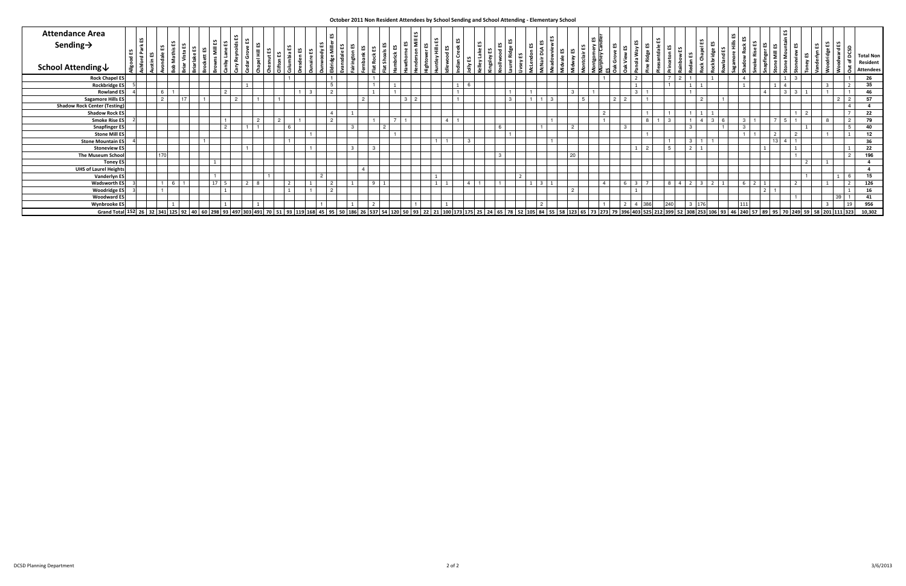# October 2011 Non Resident Attendees by School Sending and School Attending - Elementary School

This table is very wide and many cells are empty, so some values may be assigned to the wrong sending-area column. The row values and Grand Total figures are transcribed as printed.

| Attendance Area Sending→ / School Attending↓ | Allgood ES | Ashford Park ES | Austin ES | Avondale ES | Bob Mathis ES | Briar Vista ES | Briarlake ES | Brockett ES | Browns Mill ES | Canby Lane ES | Cary Reynolds ES | Cedar Grove ES | Chapel Hill ES | Chesnut ES | Clifton ES | Columbia ES | Dresden ES | Dunaire ES | Dunwoody ES | Eldridge Miller ES | Evansdale ES | Fairington ES | Fernbank ES | Flat Rock ES | Flat Shoals ES | Hambrick ES | Hawthorne ES | Henderson Mill ES | Hightower ES | Huntley Hills ES | Idlewood ES | Indian Creek ES | Jolly ES | Kelley Lake ES | Kingsley ES | Knollwood ES | Laurel Ridge ES | Livsey ES | McLendon ES | McNair DLA ES | Meadowview ES | Midvale ES | Midway ES | Montclair ES | Montgomery ES | Murphey Candler ES | Oak Grove ES | Oak View ES | Panola Way ES | Pine Ridge ES | Pleasantdale ES | Princeton ES | Rainbow ES | Redan ES | Rock Chapel ES | Rockbridge ES | Rowland ES | Sagamore Hills ES | Shadow Rock ES | Smoke Rise ES | Snapfinger ES | Stone Mill ES | Stone Mountain ES | Stoneview ES | Toney ES | Vanderlyn ES | Woodridge ES | Woodward ES | Out of DCSD | Total Non Resident Attendees |
|---|---|---|---|---|---|---|---|---|---|---|---|---|---|---|---|---|---|---|---|---|---|---|---|---|---|---|---|---|---|---|---|---|---|---|---|---|---|---|---|---|---|---|---|---|---|---|---|---|---|---|---|---|---|---|---|---|---|---|---|---|---|---|---|---|---|---|---|---|---|
| Rock Chapel ES | | | | | | | | | | | | | | | | 1 | | | | 1 | | | | 1 | | | | | | | | | | | | | | | | | | | | | 1 | | | | 2 | | | 7 | 2 | 1 | | 1 | | | 4 | | | | 1 | 3 | | | | | 1 | 26 |
| Rockbridge ES | 5 | | | | | | | | | | | 1 | | | | | | | | | | | | 1 | | 1 | | | | | 1 | 6 | | | | | | | | | | | | | | | | | 1 | | | | | 1 | 1 | | | | 1 | | | 1 | 4 | | | | 3 | | 2 | 35 |
| Rowland ES | 4 | | | 6 | 1 | | | | | | | | | | | | | | | 2 | | | | 1 | | 1 | | | | | 1 | | | | | 1 | | 1 | | | | 3 | | 1 | | | | | 3 | 1 | | | | 1 | | | | | | | 4 | | 3 | 3 | 1 | | 1 | | 1 | 46 |
| Sagamore Hills ES | | | | 2 | | 17 | | 1 | | | 2 | | 1 | | 1 | | | | | | | 2 | | | | | 3 | 2 | | | 1 | | | | | | 3 | | 1 | 1 | 3 | | | 5 | | | 2 | 2 | 1 | | | | | | 2 | | 1 | | | | | | | | | | | 2 | 2 | 57 |
| Shadow Rock Center (Testing) | | | | | | | | | | | | | | | | | | | | | | | | | | | | | | | | | | | | | | | | | | | | | | | | | | | | | | | | | | | | | | | | | | | | | 4 | 4 |
| Shadow Rock ES | | | | | | | | | | | | | | | | | | | | 4 | | 1 | | | | | | | | | | | | | | | | | | | 1 | | | | 2 | | | | | 1 | | 1 | | 1 | 1 | 1 | | | | | | | | 1 | 2 | | | | 7 | 22 |
| Smoke Rise ES | 2 | | | | | | | | | 1 | | | 2 | | 2 | | 1 | | | 2 | | | | 1 | | 7 | 1 | | | 4 | 1 | | | | | | | | | | 1 | | | | 1 | | | | | 8 | 1 | 3 | | 1 | 4 | 3 | 6 | | 3 | | 1 | | 7 | 5 | 1 | | 8 | | 2 | 79 |
| Snapfinger ES | | | | | | | | | | 2 | | 1 | 1 | | | 6 | | | | | | 3 | | | 2 | | | | | | | | | | | 6 | | | | 1 | | | 2 | | | | | 3 | | | | | | 3 | | | 1 | | 3 | | | | | | 1 | | | | 5 | 40 |
| Stone Mill ES | | | | | | | | | | | | | | | | | | 1 | | | | | | | | 1 | | | | | | | | | | | 1 | | | | | | | | | | | | 1 | | | | | | | | | | 1 | 1 | | | 2 | 2 | | | 1 | | 1 | 12 |
| Stone Mountain ES | 4 | | | | | | | 1 | | | | | | | | 1 | | | | | | | | | | | | | | 1 | 1 | | | 3 | | | | | | | 1 | | | | | | | | | | | 1 | | 3 | 1 | 1 | | | | 13 | 4 | 1 | | | | | | | | 36 |
| Stoneview ES | | | | | | | | | | | | 1 | | | | | | 1 | | | | 3 | | 3 | | | | | | | | | | | | | | | | | | | | | | | | | 1 | 2 | | 5 | | | 2 | 1 | | | | | 1 | | 1 | | | | | | 1 | 22 |
| The Museum School | | | | 170 | | | | | | | | | | | | | | | | | | | | | | | | | | | | | | | | 3 | | | | | | | 20 | | | | | | | | | | | | | | | | | | | | | 1 | | | | | 2 | 196 |
| Toney ES | | | | | | | | 1 | | | | | | | | | | | | | | | | | | | | | | | | | | | | | | | | | | | | | | | | | | | | | | | | | | | | | | | | 2 | | 1 | | | | 4 |
| UHS of Laurel Heights | | | | | | | | | | | | | | | | | | | | | | | 4 | | | | | | | | | | | | | | | | | | | | | | | | | | | | | | | | | | | | | | | | | | | | | | | 4 |
| Vanderlyn ES | | | | | | | | 1 | | | | | | 1 | | | | | 2 | | | | | | | | | | 1 | | | | | | | | | 2 | | | | | | | | | | | | | | | | | | | | | | | | | | | 1 | | 1 | | 6 | 15 |
| Wadsworth ES | 3 | | | 1 | 6 | 1 | | | 17 | 5 | | 2 | 8 | | | 2 | | 1 | | 2 | | 1 | | 9 | 1 | | | | | 1 | 1 | | | 4 | 1 | | 1 | | 1 | 3 | 1 | | | | | 4 | | 6 | 3 | 7 | | 8 | 4 | 2 | 3 | 2 | 1 | | 6 | 2 | 1 | | | 2 | | | 1 | | 2 | 126 |
| Woodridge ES | 3 | | | 1 | | | | | | 1 | | | | | | 1 | | 1 | | 2 | | | | | | | | | | | | | | | | | | | | | | | 2 | | | | | | 1 | | | | | | | | | | | | 2 | 1 | | | | | | | 1 | 16 |
| Woodward ES | | | | | | | | | | | | | | | | | | | | | | | | | | | | | | | | | | | | | | | | | | | | | | | | | | | | | | | | | | | | | | | | | 1 | | | 39 | 1 | 41 |
| Wynbrooke ES | | | | | | | | 1 | | | | | 1 | | | | | | | 1 | | 1 | | 2 | | | 1 | | | 1 | | | | | | | | | | 2 | | | | | 1 | | 2 | 4 | 386 | | | 240 | | 3 | 176 | | | | 111 | | | | | | | | 3 | | 19 | 956 |
| Grand Total | 152 | 26 | 32 | 341 | 125 | 92 | 40 | 60 | 298 | 93 | 497 | 303 | 491 | 70 | 51 | 93 | 119 | 168 | 45 | 95 | 50 | 186 | 26 | 537 | 54 | 120 | 50 | 93 | 22 | 21 | 100 | 173 | 175 | 25 | 24 | 65 | 78 | 52 | 105 | 84 | 55 | 58 | 123 | 65 | 73 | 273 | 79 | 396 | 403 | 525 | 212 | 399 | 52 | 308 | 253 | 106 | 93 | 46 | 240 | 57 | 89 | 95 | 70 | 249 | 59 | 58 | 201 | 111 | 323 | 10,302 |

DCSD Planning Department

3/6/2013